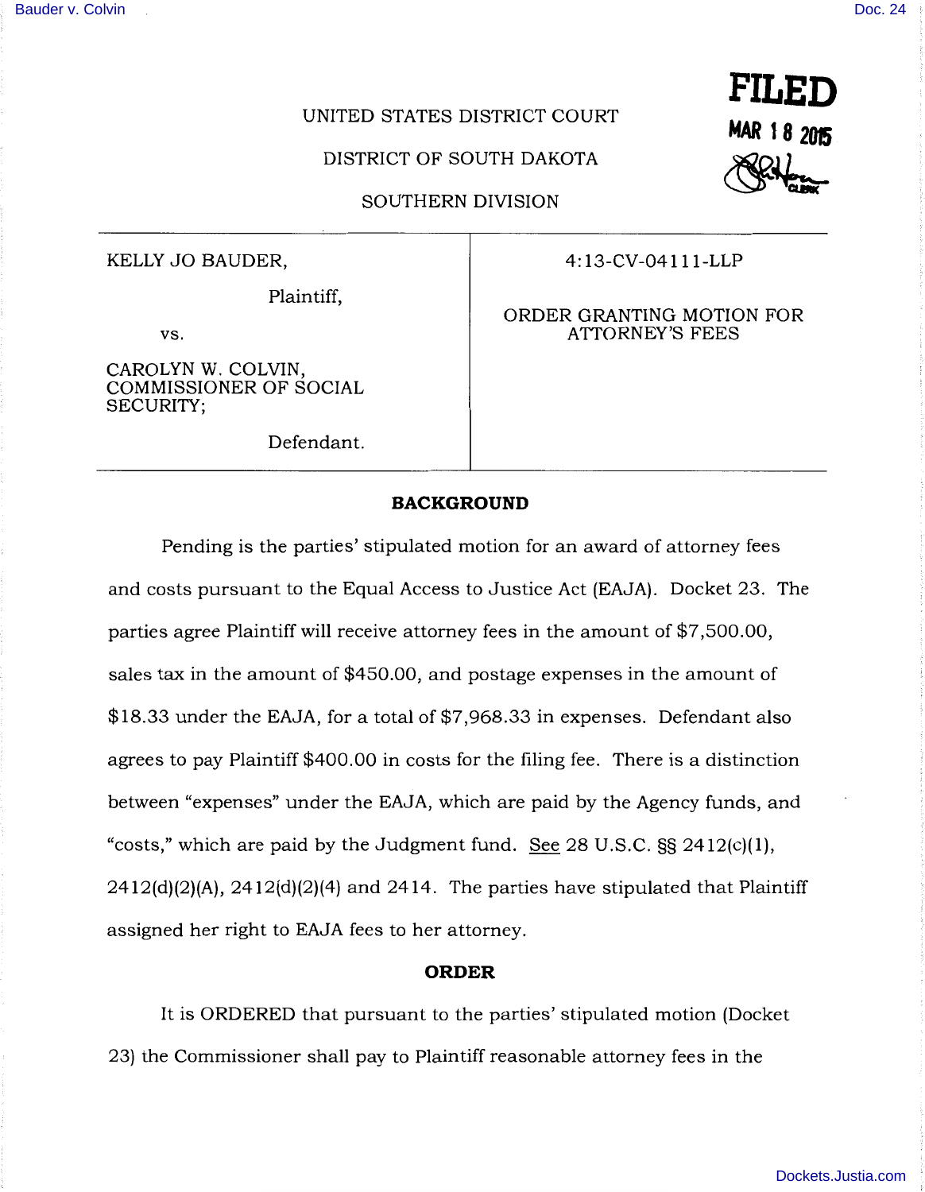UNITED STATES DISTRICT COURT

DISTRICT OF SOUTH DAKOTA

SOUTHERN DIVISION

**FILED**
**MAR 18 2015**
CLERK

| | |
|---|---|
| KELLY JO BAUDER, Plaintiff, vs. CAROLYN W. COLVIN, COMMISSIONER OF SOCIAL SECURITY; Defendant. | 4:13-CV-04111-LLP ORDER GRANTING MOTION FOR ATTORNEY'S FEES |

## BACKGROUND

Pending is the parties' stipulated motion for an award of attorney fees and costs pursuant to the Equal Access to Justice Act (EAJA). Docket 23. The parties agree Plaintiff will receive attorney fees in the amount of $7,500.00, sales tax in the amount of $450.00, and postage expenses in the amount of $18.33 under the EAJA, for a total of $7,968.33 in expenses. Defendant also agrees to pay Plaintiff $400.00 in costs for the filing fee. There is a distinction between "expenses" under the EAJA, which are paid by the Agency funds, and "costs," which are paid by the Judgment fund. See 28 U.S.C. §§ 2412(c)(1), 2412(d)(2)(A), 2412(d)(2)(4) and 2414. The parties have stipulated that Plaintiff assigned her right to EAJA fees to her attorney.

## ORDER

It is ORDERED that pursuant to the parties' stipulated motion (Docket 23) the Commissioner shall pay to Plaintiff reasonable attorney fees in the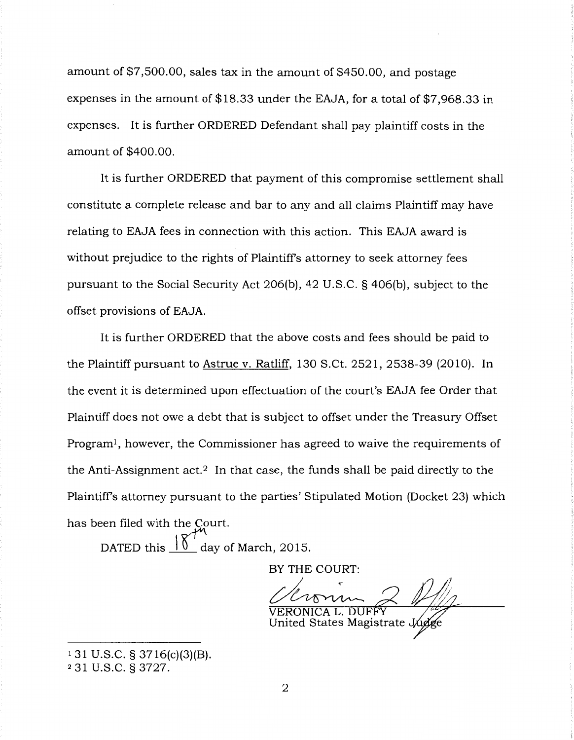amount of $7,500.00, sales tax in the amount of $450.00, and postage expenses in the amount of $18.33 under the EAJA, for a total of $7,968.33 in expenses. It is further ORDERED Defendant shall pay plaintiff costs in the amount of $400.00.

It is further ORDERED that payment of this compromise settlement shall constitute a complete release and bar to any and all claims Plaintiff may have relating to EAJA fees in connection with this action. This EAJA award is without prejudice to the rights of Plaintiff's attorney to seek attorney fees pursuant to the Social Security Act 206(b), 42 U.S.C. § 406(b), subject to the offset provisions of EAJA.

It is further ORDERED that the above costs and fees should be paid to the Plaintiff pursuant to Astrue v. Ratliff, 130 S.Ct. 2521, 2538-39 (2010). In the event it is determined upon effectuation of the court's EAJA fee Order that Plaintiff does not owe a debt that is subject to offset under the Treasury Offset Program[1], however, the Commissioner has agreed to waive the requirements of the Anti-Assignment act.[2] In that case, the funds shall be paid directly to the Plaintiff's attorney pursuant to the parties' Stipulated Motion (Docket 23) which has been filed with the Court.

DATED this 18th day of March, 2015.

BY THE COURT:

VERONICA L. DUFFY
United States Magistrate Judge

---

[1] 31 U.S.C. § 3716(c)(3)(B).

[2] 31 U.S.C. § 3727.